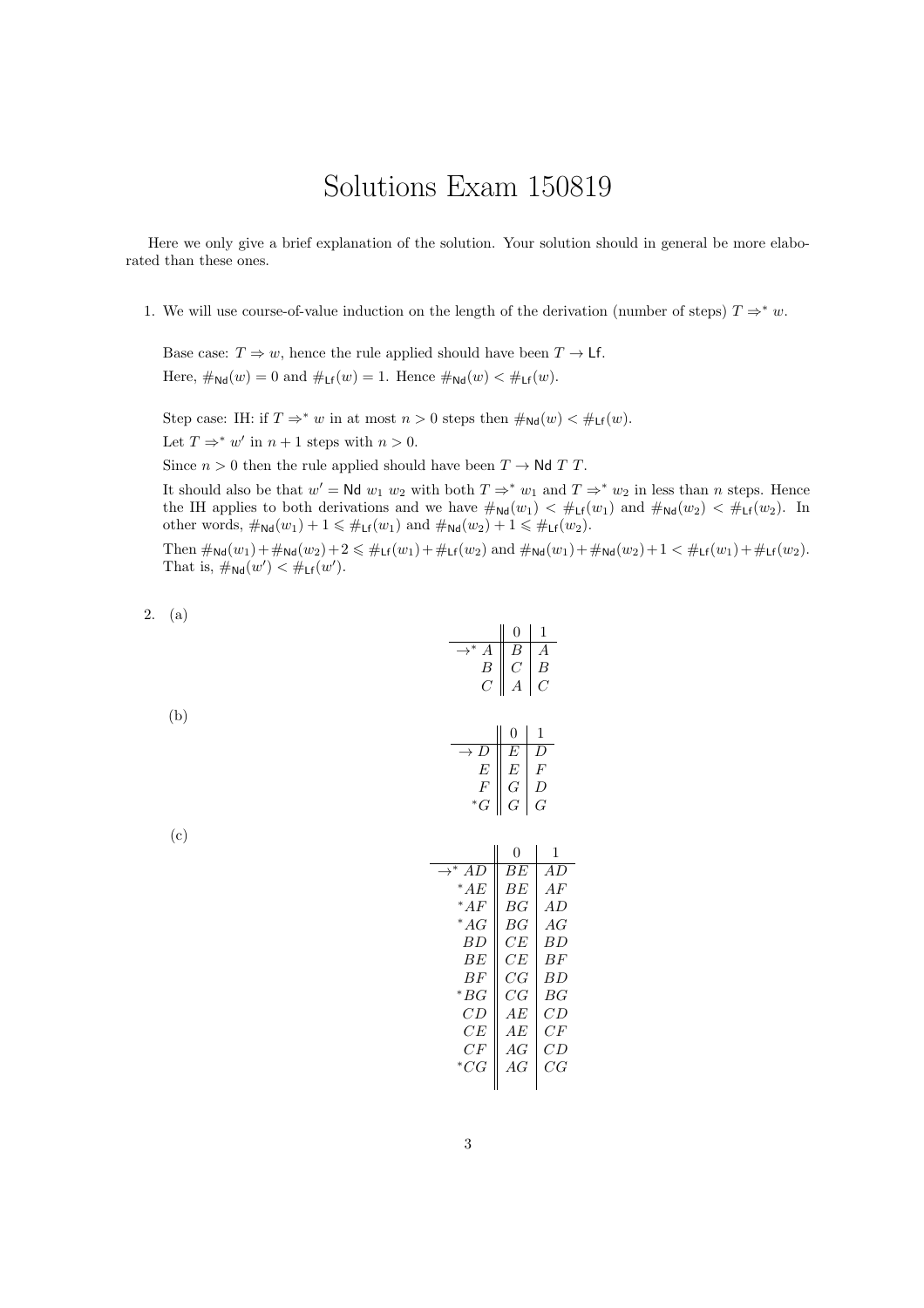# Solutions Exam 150819

Here we only give a brief explanation of the solution. Your solution should in general be more elaborated than these ones.

1. We will use course-of-value induction on the length of the derivation (number of steps) $T \Rightarrow^* w$.

   Base case: $T \Rightarrow w$, hence the rule applied should have been $T \to \mathsf{Lf}$.

   Here, $\#_{\mathsf{Nd}}(w) = 0$ and $\#_{\mathsf{Lf}}(w) = 1$. Hence $\#_{\mathsf{Nd}}(w) < \#_{\mathsf{Lf}}(w)$.

   Step case: IH: if $T \Rightarrow^* w$ in at most $n > 0$ steps then $\#_{\mathsf{Nd}}(w) < \#_{\mathsf{Lf}}(w)$.

   Let $T \Rightarrow^* w'$ in $n + 1$ steps with $n > 0$.

   Since $n > 0$ then the rule applied should have been $T \to \mathsf{Nd}\ T\ T$.

   It should also be that $w' = \mathsf{Nd}\ w_1\ w_2$ with both $T \Rightarrow^* w_1$ and $T \Rightarrow^* w_2$ in less than $n$ steps. Hence the IH applies to both derivations and we have $\#_{\mathsf{Nd}}(w_1) < \#_{\mathsf{Lf}}(w_1)$ and $\#_{\mathsf{Nd}}(w_2) < \#_{\mathsf{Lf}}(w_2)$. In other words, $\#_{\mathsf{Nd}}(w_1) + 1 \leqslant \#_{\mathsf{Lf}}(w_1)$ and $\#_{\mathsf{Nd}}(w_2) + 1 \leqslant \#_{\mathsf{Lf}}(w_2)$.

   Then $\#_{\mathsf{Nd}}(w_1) + \#_{\mathsf{Nd}}(w_2) + 2 \leqslant \#_{\mathsf{Lf}}(w_1) + \#_{\mathsf{Lf}}(w_2)$ and $\#_{\mathsf{Nd}}(w_1) + \#_{\mathsf{Nd}}(w_2) + 1 < \#_{\mathsf{Lf}}(w_1) + \#_{\mathsf{Lf}}(w_2)$. That is, $\#_{\mathsf{Nd}}(w') < \#_{\mathsf{Lf}}(w')$.

2. (a)

| | 0 | 1 |
|---|---|---|
| $\to^* A$ | $B$ | $A$ |
| $B$ | $C$ | $B$ |
| $C$ | $A$ | $C$ |

   (b)

| | 0 | 1 |
|---|---|---|
| $\to D$ | $E$ | $D$ |
| $E$ | $E$ | $F$ |
| $F$ | $G$ | $D$ |
| $^*G$ | $G$ | $G$ |

   (c)

| | 0 | 1 |
|---|---|---|
| $\to^* AD$ | $BE$ | $AD$ |
| $^*AE$ | $BE$ | $AF$ |
| $^*AF$ | $BG$ | $AD$ |
| $^*AG$ | $BG$ | $AG$ |
| $BD$ | $CE$ | $BD$ |
| $BE$ | $CE$ | $BF$ |
| $BF$ | $CG$ | $BD$ |
| $^*BG$ | $CG$ | $BG$ |
| $CD$ | $AE$ | $CD$ |
| $CE$ | $AE$ | $CF$ |
| $CF$ | $AG$ | $CD$ |
| $^*CG$ | $AG$ | $CG$ |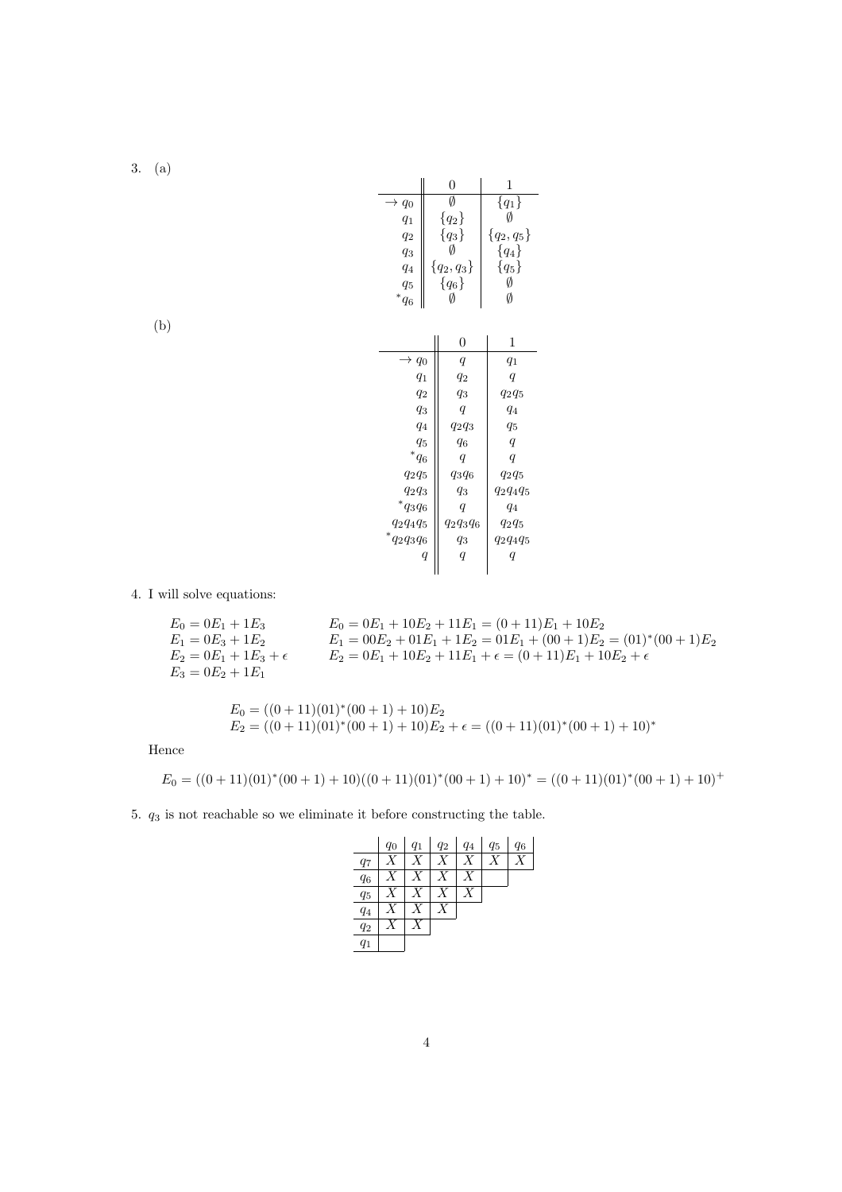3. (a)

| | 0 | 1 |
|---|---|---|
| $\rightarrow q_0$ | $\emptyset$ | $\{q_1\}$ |
| $q_1$ | $\{q_2\}$ | $\emptyset$ |
| $q_2$ | $\{q_3\}$ | $\{q_2, q_5\}$ |
| $q_3$ | $\emptyset$ | $\{q_4\}$ |
| $q_4$ | $\{q_2, q_3\}$ | $\{q_5\}$ |
| $q_5$ | $\{q_6\}$ | $\emptyset$ |
| $^*q_6$ | $\emptyset$ | $\emptyset$ |

(b)

| | 0 | 1 |
|---|---|---|
| $\rightarrow q_0$ | $q$ | $q_1$ |
| $q_1$ | $q_2$ | $q$ |
| $q_2$ | $q_3$ | $q_2q_5$ |
| $q_3$ | $q$ | $q_4$ |
| $q_4$ | $q_2q_3$ | $q_5$ |
| $q_5$ | $q_6$ | $q$ |
| $^*q_6$ | $q$ | $q$ |
| $q_2q_5$ | $q_3q_6$ | $q_2q_5$ |
| $q_2q_3$ | $q_3$ | $q_2q_4q_5$ |
| $^*q_3q_6$ | $q$ | $q_4$ |
| $q_2q_4q_5$ | $q_2q_3q_6$ | $q_2q_5$ |
| $^*q_2q_3q_6$ | $q_3$ | $q_2q_4q_5$ |
| $q$ | $q$ | $q$ |

4. I will solve equations:

$$
\begin{aligned}
E_0 &= 0E_1 + 1E_3 \\
E_1 &= 0E_3 + 1E_2 \\
E_2 &= 0E_1 + 1E_3 + \epsilon \\
E_3 &= 0E_2 + 1E_1
\end{aligned}
$$

$$
\begin{aligned}
E_0 &= 0E_1 + 10E_2 + 11E_1 = (0+11)E_1 + 10E_2 \\
E_1 &= 00E_2 + 01E_1 + 1E_2 = 01E_1 + (00+1)E_2 = (01)^*(00+1)E_2 \\
E_2 &= 0E_1 + 10E_2 + 11E_1 + \epsilon = (0+11)E_1 + 10E_2 + \epsilon
\end{aligned}
$$

$$
\begin{aligned}
E_0 &= ((0+11)(01)^*(00+1) + 10)E_2 \\
E_2 &= ((0+11)(01)^*(00+1) + 10)E_2 + \epsilon = ((0+11)(01)^*(00+1) + 10)^*
\end{aligned}
$$

Hence

$$
E_0 = ((0+11)(01)^*(00+1) + 10)((0+11)(01)^*(00+1) + 10)^* = ((0+11)(01)^*(00+1) + 10)^+
$$

5. $q_3$ is not reachable so we eliminate it before constructing the table.

| | $q_0$ | $q_1$ | $q_2$ | $q_4$ | $q_5$ | $q_6$ |
|---|---|---|---|---|---|---|
| $q_7$ | X | X | X | X | X | X |
| $q_6$ | X | X | X | X | | |
| $q_5$ | X | X | X | X | | |
| $q_4$ | X | X | X | | | |
| $q_2$ | X | X | | | | |
| $q_1$ | | | | | | |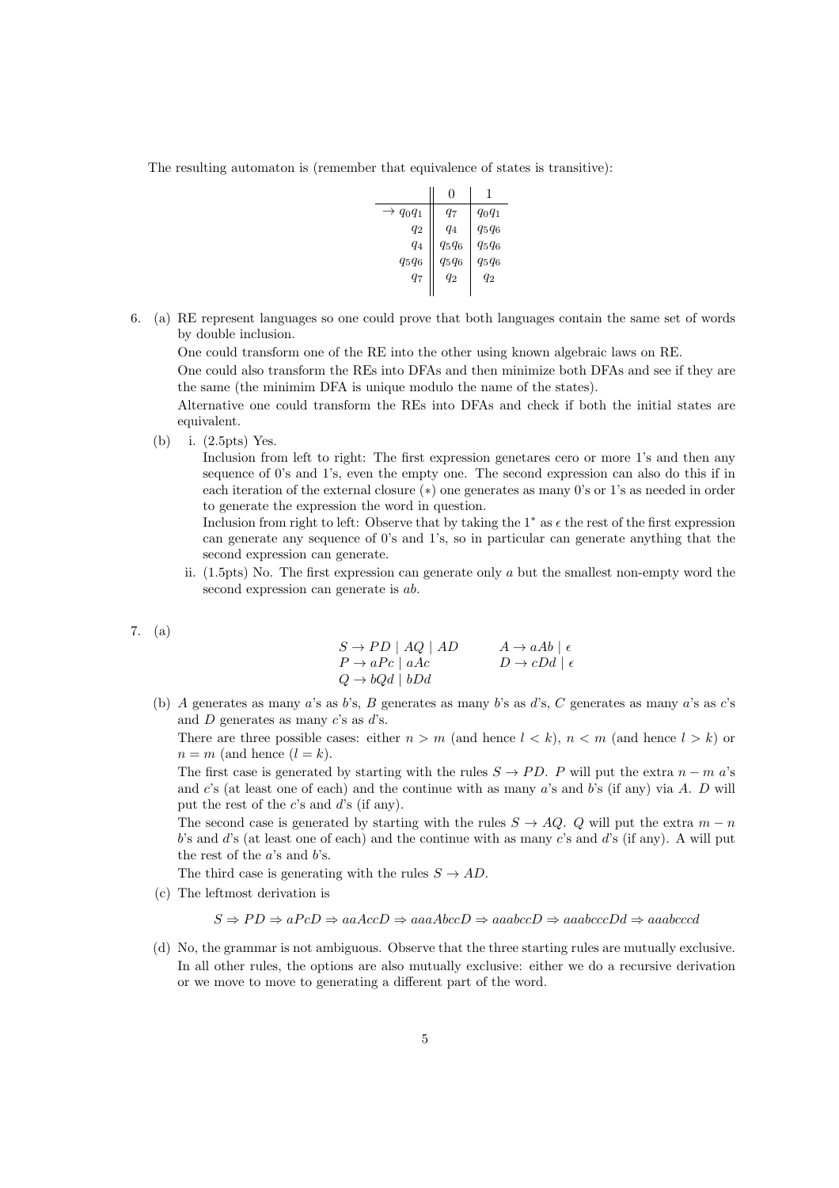The resulting automaton is (remember that equivalence of states is transitive):

| | 0 | 1 |
|---|---|---|
| $\rightarrow q_0q_1$ | $q_7$ | $q_0q_1$ |
| $q_2$ | $q_4$ | $q_5q_6$ |
| $q_4$ | $q_5q_6$ | $q_5q_6$ |
| $q_5q_6$ | $q_5q_6$ | $q_5q_6$ |
| $q_7$ | $q_2$ | $q_2$ |

6. (a) RE represent languages so one could prove that both languages contain the same set of words by double inclusion.

   One could transform one of the RE into the other using known algebraic laws on RE.

   One could also transform the REs into DFAs and then minimize both DFAs and see if they are the same (the minimim DFA is unique modulo the name of the states).

   Alternative one could transform the REs into DFAs and check if both the initial states are equivalent.

   (b) i. (2.5pts) Yes.

   Inclusion from left to right: The first expression genetares cero or more 1's and then any sequence of 0's and 1's, even the empty one. The second expression can also do this if in each iteration of the external closure ($*$) one generates as many 0's or 1's as needed in order to generate the expression the word in question.

   Inclusion from right to left: Observe that by taking the $1^*$ as $\epsilon$ the rest of the first expression can generate any sequence of 0's and 1's, so in particular can generate anything that the second expression can generate.

   ii. (1.5pts) No. The first expression can generate only $a$ but the smallest non-empty word the second expression can generate is $ab$.

7. (a)

$$
\begin{array}{ll}
S \rightarrow PD \mid AQ \mid AD & \qquad A \rightarrow aAb \mid \epsilon \\
P \rightarrow aPc \mid aAc & \qquad D \rightarrow cDd \mid \epsilon \\
Q \rightarrow bQd \mid bDd &
\end{array}
$$

   (b) $A$ generates as many $a$'s as $b$'s, $B$ generates as many $b$'s as $d$'s, $C$ generates as many $a$'s as $c$'s and $D$ generates as many $c$'s as $d$'s.

   There are three possible cases: either $n > m$ (and hence $l < k$), $n < m$ (and hence $l > k$) or $n = m$ (and hence $(l = k)$.

   The first case is generated by starting with the rules $S \rightarrow PD$. $P$ will put the extra $n - m$ $a$'s and $c$'s (at least one of each) and the continue with as many $a$'s and $b$'s (if any) via $A$. $D$ will put the rest of the $c$'s and $d$'s (if any).

   The second case is generated by starting with the rules $S \rightarrow AQ$. $Q$ will put the extra $m - n$ $b$'s and $d$'s (at least one of each) and the continue with as many $c$'s and $d$'s (if any). A will put the rest of the $a$'s and $b$'s.

   The third case is generating with the rules $S \rightarrow AD$.

   (c) The leftmost derivation is

$$S \Rightarrow PD \Rightarrow aPcD \Rightarrow aaAccD \Rightarrow aaaAbccD \Rightarrow aaabccD \Rightarrow aaabcccDd \Rightarrow aaabcccd$$

   (d) No, the grammar is not ambiguous. Observe that the three starting rules are mutually exclusive. In all other rules, the options are also mutually exclusive: either we do a recursive derivation or we move to move to generating a different part of the word.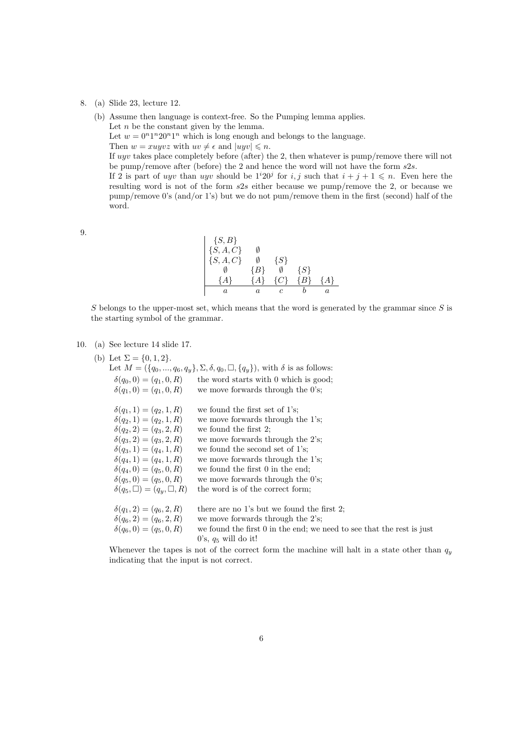8. (a) Slide 23, lecture 12.

   (b) Assume then language is context-free. So the Pumping lemma applies.
   Let $n$ be the constant given by the lemma.
   Let $w = 0^n1^n20^n1^n$ which is long enough and belongs to the language.
   Then $w = xuyvz$ with $uv \neq \epsilon$ and $|uyv| \leqslant n$.
   If $uyv$ takes place completely before (after) the 2, then whatever is pump/remove there will not be pump/remove after (before) the 2 and hence the word will not have the form $s2s$.
   If 2 is part of $uyv$ than $uyv$ should be $1^i20^j$ for $i, j$ such that $i + j + 1 \leqslant n$. Even here the resulting word is not of the form $s2s$ either because we pump/remove the 2, or because we pump/remove 0's (and/or 1's) but we do not pum/remove them in the first (second) half of the word.

9.

| | | | | |
|---|---|---|---|---|
| $\{S, B\}$ | | | | |
| $\{S, A, C\}$ | $\emptyset$ | | | |
| $\{S, A, C\}$ | $\emptyset$ | $\{S\}$ | | |
| $\emptyset$ | $\{B\}$ | $\emptyset$ | $\{S\}$ | |
| $\{A\}$ | $\{A\}$ | $\{C\}$ | $\{B\}$ | $\{A\}$ |
| $a$ | $a$ | $c$ | $b$ | $a$ |

$S$ belongs to the upper-most set, which means that the word is generated by the grammar since $S$ is the starting symbol of the grammar.

10. (a) See lecture 14 slide 17.

   (b) Let $\Sigma = \{0, 1, 2\}$.
   Let $M = (\{q_0, ..., q_6, q_y\}, \Sigma, \delta, q_0, \Box, \{q_y\})$, with $\delta$ is as follows:

   $\delta(q_0, 0) = (q_1, 0, R)$ the word starts with 0 which is good;
   $\delta(q_1, 0) = (q_1, 0, R)$ we move forwards through the 0's;

   $\delta(q_1, 1) = (q_2, 1, R)$ we found the first set of 1's;
   $\delta(q_2, 1) = (q_2, 1, R)$ we move forwards through the 1's;
   $\delta(q_2, 2) = (q_3, 2, R)$ we found the first 2;
   $\delta(q_3, 2) = (q_3, 2, R)$ we move forwards through the 2's;
   $\delta(q_3, 1) = (q_4, 1, R)$ we found the second set of 1's;
   $\delta(q_4, 1) = (q_4, 1, R)$ we move forwards through the 1's;
   $\delta(q_4, 0) = (q_5, 0, R)$ we found the first 0 in the end;
   $\delta(q_5, 0) = (q_5, 0, R)$ we move forwards through the 0's;
   $\delta(q_5, \Box) = (q_y, \Box, R)$ the word is of the correct form;

   $\delta(q_1, 2) = (q_6, 2, R)$ there are no 1's but we found the first 2;
   $\delta(q_6, 2) = (q_6, 2, R)$ we move forwards through the 2's;
   $\delta(q_6, 0) = (q_5, 0, R)$ we found the first 0 in the end; we need to see that the rest is just 0's, $q_5$ will do it!

   Whenever the tapes is not of the correct form the machine will halt in a state other than $q_y$ indicating that the input is not correct.